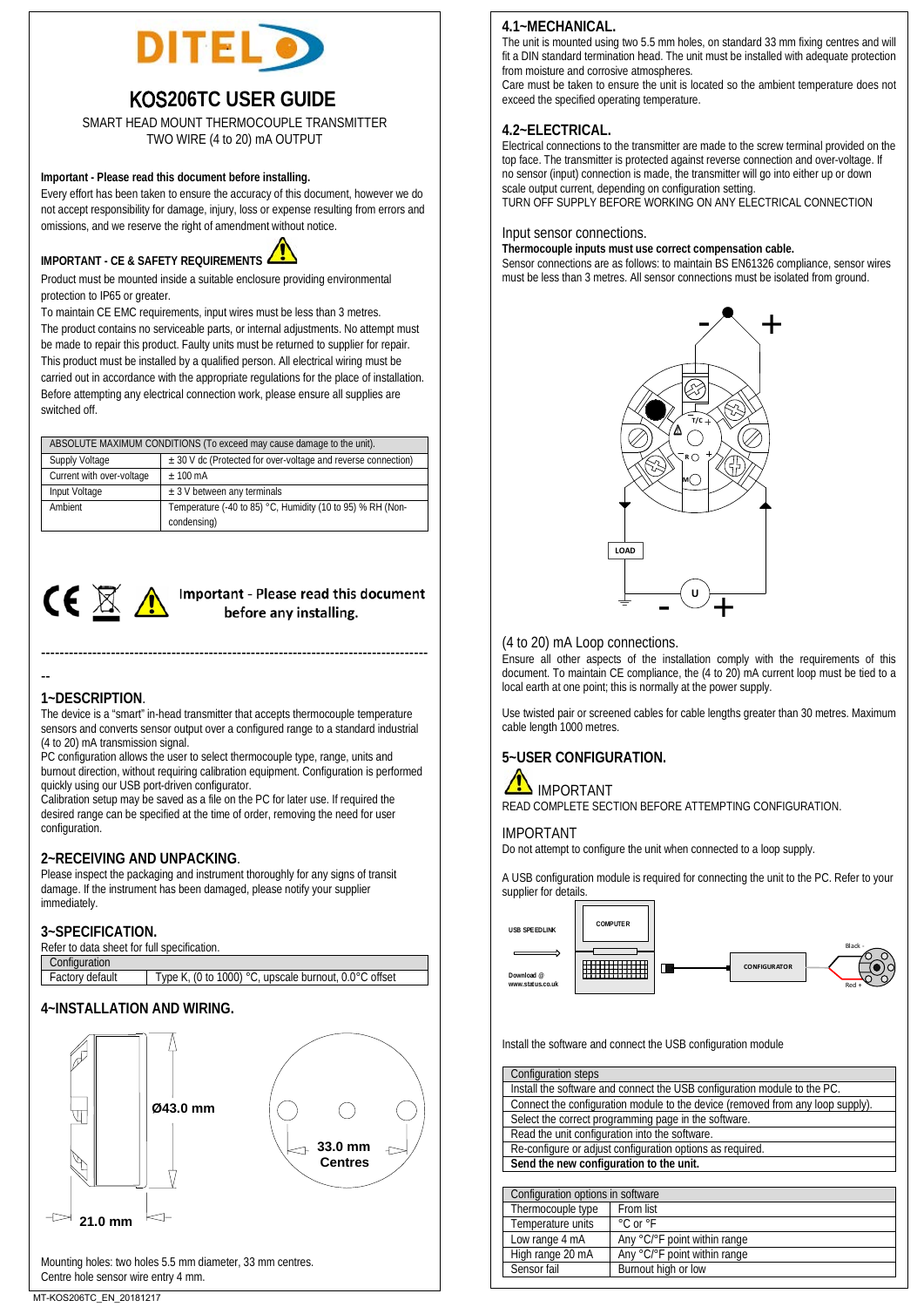# KOS206TC USER GUIDE

SMART HEAD MOUNT THERMOCOUPLE TRANSMITTER
TWO WIRE (4 to 20) mA OUTPUT

**Important - Please read this document before installing.**
Every effort has been taken to ensure the accuracy of this document, however we do not accept responsibility for damage, injury, loss or expense resulting from errors and omissions, and we reserve the right of amendment without notice.

**IMPORTANT - CE & SAFETY REQUIREMENTS**
Product must be mounted inside a suitable enclosure providing environmental protection to IP65 or greater.
To maintain CE EMC requirements, input wires must be less than 3 metres.
The product contains no serviceable parts, or internal adjustments. No attempt must be made to repair this product. Faulty units must be returned to supplier for repair.
This product must be installed by a qualified person. All electrical wiring must be carried out in accordance with the appropriate regulations for the place of installation.
Before attempting any electrical connection work, please ensure all supplies are switched off.

| ABSOLUTE MAXIMUM CONDITIONS (To exceed may cause damage to the unit). | |
|---|---|
| Supply Voltage | ± 30 V dc (Protected for over-voltage and reverse connection) |
| Current with over-voltage | ± 100 mA |
| Input Voltage | ± 3 V between any terminals |
| Ambient | Temperature (-40 to 85) °C, Humidity (10 to 95) % RH (Non-condensing) |

Important - Please read this document before any installing.

## 1~DESCRIPTION.
The device is a "smart" in-head transmitter that accepts thermocouple temperature sensors and converts sensor output over a configured range to a standard industrial (4 to 20) mA transmission signal.
PC configuration allows the user to select thermocouple type, range, units and burnout direction, without requiring calibration equipment. Configuration is performed quickly using our USB port-driven configurator.
Calibration setup may be saved as a file on the PC for later use. If required the desired range can be specified at the time of order, removing the need for user configuration.

## 2~RECEIVING AND UNPACKING.
Please inspect the packaging and instrument thoroughly for any signs of transit damage. If the instrument has been damaged, please notify your supplier immediately.

## 3~SPECIFICATION.
Refer to data sheet for full specification.

| Configuration | |
|---|---|
| Factory default | Type K, (0 to 1000) °C, upscale burnout, 0.0°C offset |

## 4~INSTALLATION AND WIRING.

Ø43.0 mm
33.0 mm Centres
21.0 mm

Mounting holes: two holes 5.5 mm diameter, 33 mm centres.
Centre hole sensor wire entry 4 mm.

### 4.1~MECHANICAL.
The unit is mounted using two 5.5 mm holes, on standard 33 mm fixing centres and will fit a DIN standard termination head. The unit must be installed with adequate protection from moisture and corrosive atmospheres.
Care must be taken to ensure the unit is located so the ambient temperature does not exceed the specified operating temperature.

### 4.2~ELECTRICAL.
Electrical connections to the transmitter are made to the screw terminal provided on the top face. The transmitter is protected against reverse connection and over-voltage. If no sensor (input) connection is made, the transmitter will go into either up or down scale output current, depending on configuration setting.
TURN OFF SUPPLY BEFORE WORKING ON ANY ELECTRICAL CONNECTION

Input sensor connections.
**Thermocouple inputs must use correct compensation cable.**
Sensor connections are as follows: to maintain BS EN61326 compliance, sensor wires must be less than 3 metres. All sensor connections must be isolated from ground.

(4 to 20) mA Loop connections.
Ensure all other aspects of the installation comply with the requirements of this document. To maintain CE compliance, the (4 to 20) mA current loop must be tied to a local earth at one point; this is normally at the power supply.

Use twisted pair or screened cables for cable lengths greater than 30 metres. Maximum cable length 1000 metres.

## 5~USER CONFIGURATION.

IMPORTANT
READ COMPLETE SECTION BEFORE ATTEMPTING CONFIGURATION.

IMPORTANT
Do not attempt to configure the unit when connected to a loop supply.

A USB configuration module is required for connecting the unit to the PC. Refer to your supplier for details.

USB SPEEDLINK — Download @ www.status.co.uk — COMPUTER — CONFIGURATOR — Black - / Red +

Install the software and connect the USB configuration module

| Configuration steps |
|---|
| Install the software and connect the USB configuration module to the PC. |
| Connect the configuration module to the device (removed from any loop supply). |
| Select the correct programming page in the software. |
| Read the unit configuration into the software. |
| Re-configure or adjust configuration options as required. |
| **Send the new configuration to the unit.** |

| Configuration options in software | |
|---|---|
| Thermocouple type | From list |
| Temperature units | °C or °F |
| Low range 4 mA | Any °C/°F point within range |
| High range 20 mA | Any °C/°F point within range |
| Sensor fail | Burnout high or low |

MT-KOS206TC_EN_20181217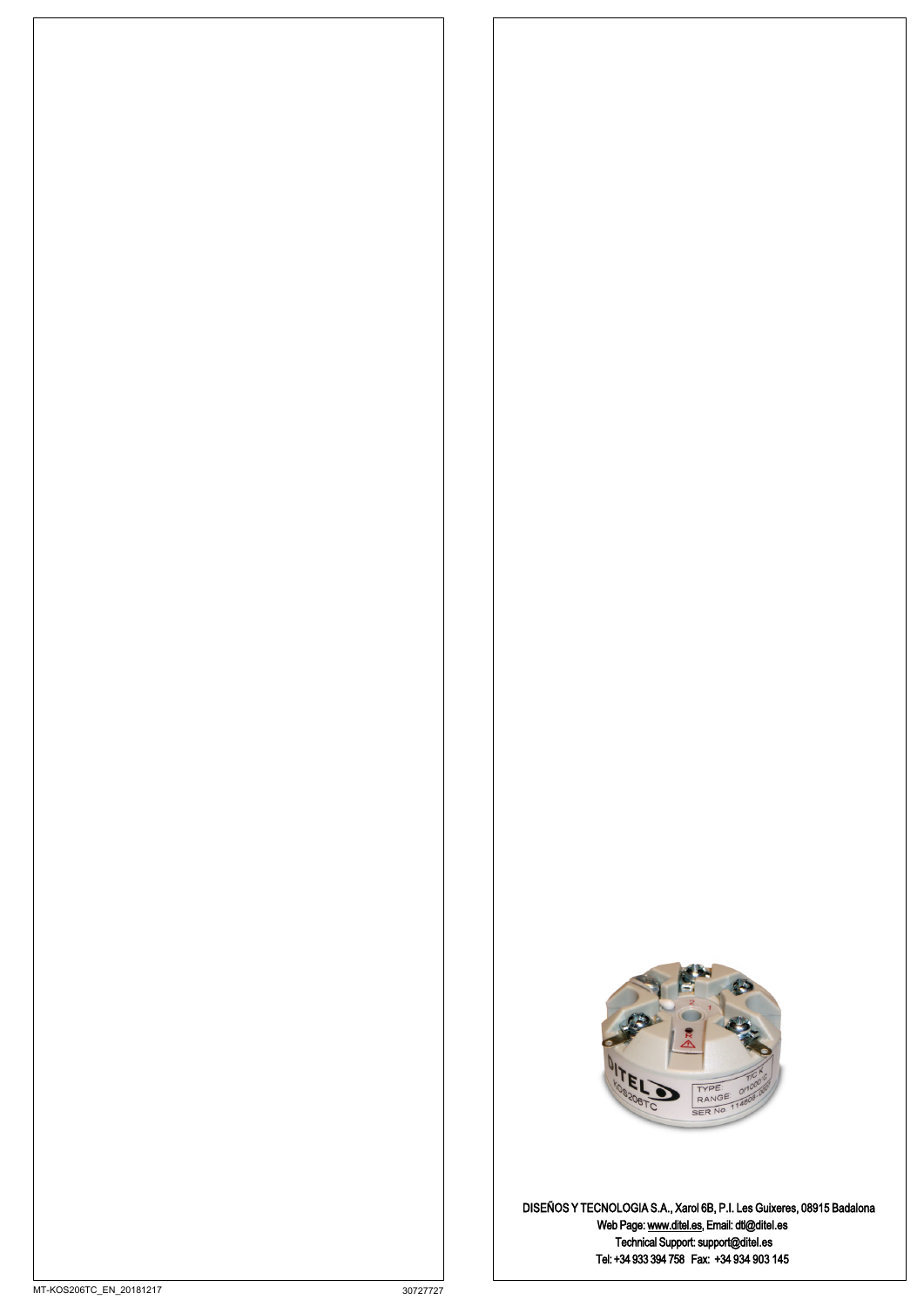DISEÑOS Y TECNOLOGIA S.A., Xarol 6B, P.I. Les Guixeres, 08915 Badalona

Web Page: www.ditel.es, Email: dtl@ditel.es

Technical Support: support@ditel.es

Tel: +34 933 394 758 Fax: +34 934 903 145

MT-KOS206TC_EN_20181217

30727727